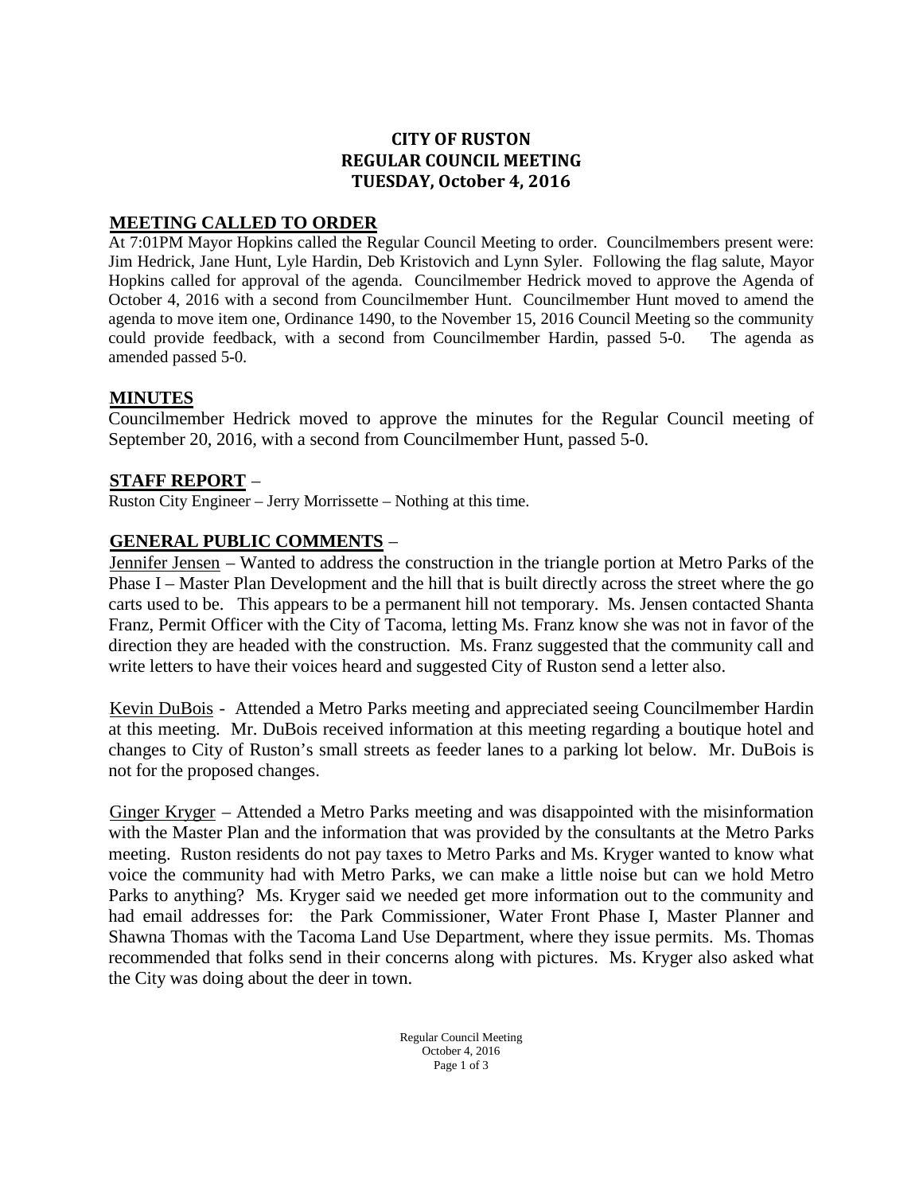# CITY OF RUSTON
# REGULAR COUNCIL MEETING
# TUESDAY, October 4, 2016

## MEETING CALLED TO ORDER

At 7:01PM Mayor Hopkins called the Regular Council Meeting to order. Councilmembers present were: Jim Hedrick, Jane Hunt, Lyle Hardin, Deb Kristovich and Lynn Syler. Following the flag salute, Mayor Hopkins called for approval of the agenda. Councilmember Hedrick moved to approve the Agenda of October 4, 2016 with a second from Councilmember Hunt. Councilmember Hunt moved to amend the agenda to move item one, Ordinance 1490, to the November 15, 2016 Council Meeting so the community could provide feedback, with a second from Councilmember Hardin, passed 5-0. The agenda as amended passed 5-0.

## MINUTES

Councilmember Hedrick moved to approve the minutes for the Regular Council meeting of September 20, 2016, with a second from Councilmember Hunt, passed 5-0.

## STAFF REPORT –

Ruston City Engineer – Jerry Morrissette – Nothing at this time.

## GENERAL PUBLIC COMMENTS –

Jennifer Jensen – Wanted to address the construction in the triangle portion at Metro Parks of the Phase I – Master Plan Development and the hill that is built directly across the street where the go carts used to be. This appears to be a permanent hill not temporary. Ms. Jensen contacted Shanta Franz, Permit Officer with the City of Tacoma, letting Ms. Franz know she was not in favor of the direction they are headed with the construction. Ms. Franz suggested that the community call and write letters to have their voices heard and suggested City of Ruston send a letter also.

Kevin DuBois - Attended a Metro Parks meeting and appreciated seeing Councilmember Hardin at this meeting. Mr. DuBois received information at this meeting regarding a boutique hotel and changes to City of Ruston's small streets as feeder lanes to a parking lot below. Mr. DuBois is not for the proposed changes.

Ginger Kryger – Attended a Metro Parks meeting and was disappointed with the misinformation with the Master Plan and the information that was provided by the consultants at the Metro Parks meeting. Ruston residents do not pay taxes to Metro Parks and Ms. Kryger wanted to know what voice the community had with Metro Parks, we can make a little noise but can we hold Metro Parks to anything? Ms. Kryger said we needed get more information out to the community and had email addresses for: the Park Commissioner, Water Front Phase I, Master Planner and Shawna Thomas with the Tacoma Land Use Department, where they issue permits. Ms. Thomas recommended that folks send in their concerns along with pictures. Ms. Kryger also asked what the City was doing about the deer in town.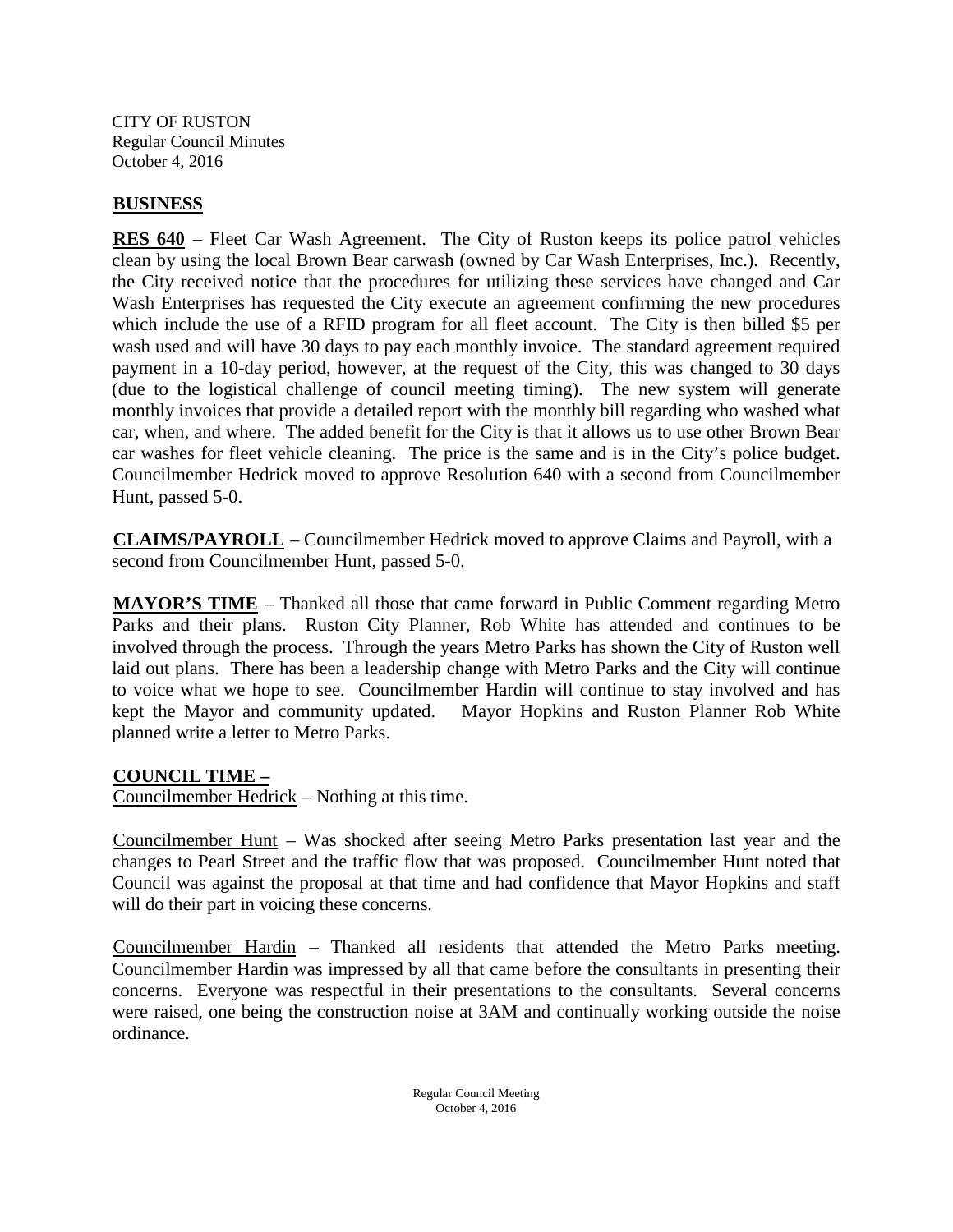CITY OF RUSTON
Regular Council Minutes
October 4, 2016

## BUSINESS

**RES 640** – Fleet Car Wash Agreement. The City of Ruston keeps its police patrol vehicles clean by using the local Brown Bear carwash (owned by Car Wash Enterprises, Inc.). Recently, the City received notice that the procedures for utilizing these services have changed and Car Wash Enterprises has requested the City execute an agreement confirming the new procedures which include the use of a RFID program for all fleet account. The City is then billed $5 per wash used and will have 30 days to pay each monthly invoice. The standard agreement required payment in a 10-day period, however, at the request of the City, this was changed to 30 days (due to the logistical challenge of council meeting timing). The new system will generate monthly invoices that provide a detailed report with the monthly bill regarding who washed what car, when, and where. The added benefit for the City is that it allows us to use other Brown Bear car washes for fleet vehicle cleaning. The price is the same and is in the City's police budget. Councilmember Hedrick moved to approve Resolution 640 with a second from Councilmember Hunt, passed 5-0.

**CLAIMS/PAYROLL** – Councilmember Hedrick moved to approve Claims and Payroll, with a second from Councilmember Hunt, passed 5-0.

**MAYOR'S TIME** – Thanked all those that came forward in Public Comment regarding Metro Parks and their plans. Ruston City Planner, Rob White has attended and continues to be involved through the process. Through the years Metro Parks has shown the City of Ruston well laid out plans. There has been a leadership change with Metro Parks and the City will continue to voice what we hope to see. Councilmember Hardin will continue to stay involved and has kept the Mayor and community updated. Mayor Hopkins and Ruston Planner Rob White planned write a letter to Metro Parks.

**COUNCIL TIME –**

Councilmember Hedrick – Nothing at this time.

Councilmember Hunt – Was shocked after seeing Metro Parks presentation last year and the changes to Pearl Street and the traffic flow that was proposed. Councilmember Hunt noted that Council was against the proposal at that time and had confidence that Mayor Hopkins and staff will do their part in voicing these concerns.

Councilmember Hardin – Thanked all residents that attended the Metro Parks meeting. Councilmember Hardin was impressed by all that came before the consultants in presenting their concerns. Everyone was respectful in their presentations to the consultants. Several concerns were raised, one being the construction noise at 3AM and continually working outside the noise ordinance.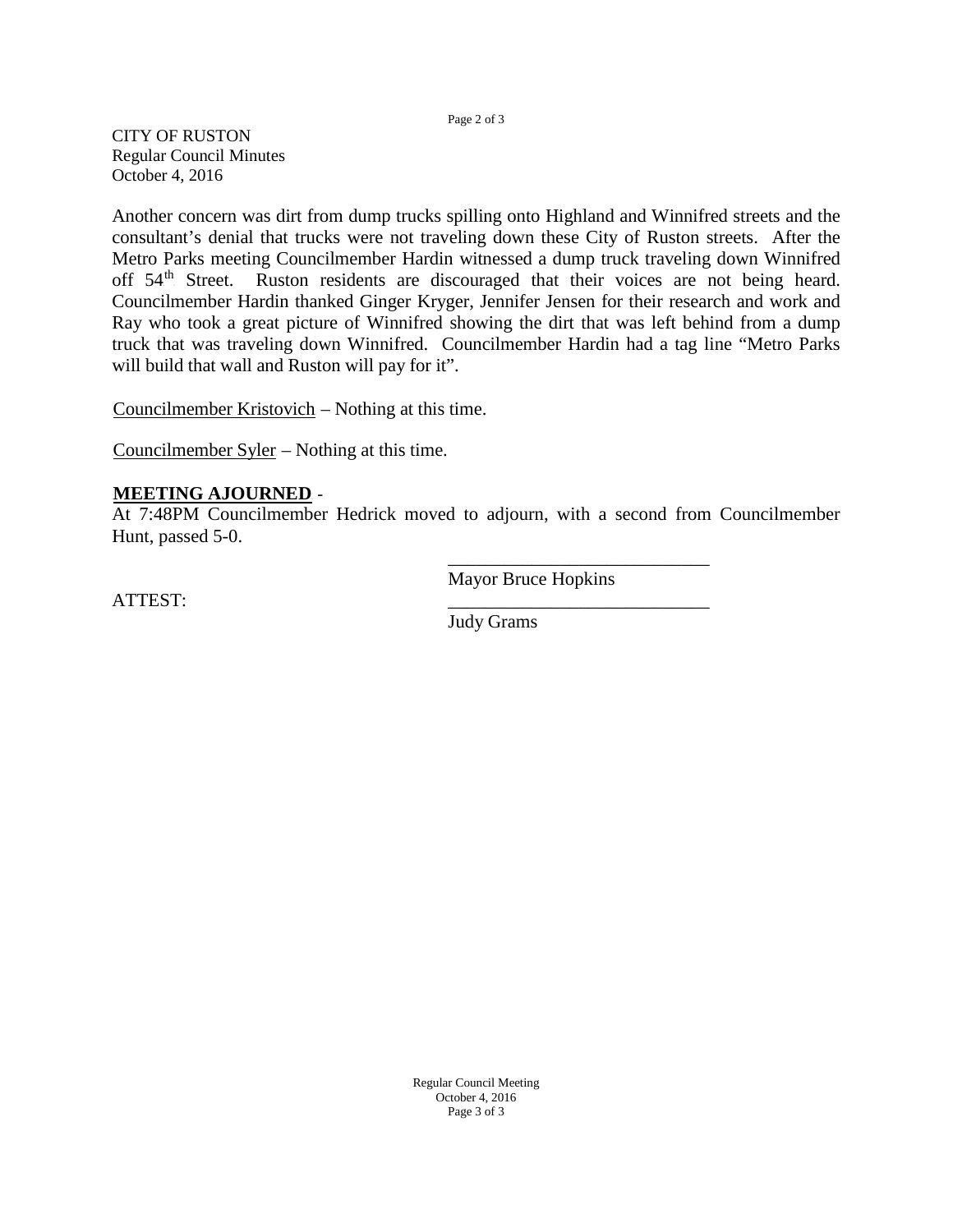Another concern was dirt from dump trucks spilling onto Highland and Winnifred streets and the consultant's denial that trucks were not traveling down these City of Ruston streets. After the Metro Parks meeting Councilmember Hardin witnessed a dump truck traveling down Winnifred off 54th Street. Ruston residents are discouraged that their voices are not being heard. Councilmember Hardin thanked Ginger Kryger, Jennifer Jensen for their research and work and Ray who took a great picture of Winnifred showing the dirt that was left behind from a dump truck that was traveling down Winnifred. Councilmember Hardin had a tag line "Metro Parks will build that wall and Ruston will pay for it".

<u>Councilmember Kristovich</u> – Nothing at this time.

<u>Councilmember Syler</u> – Nothing at this time.

**<u>MEETING AJOURNED</u>** -
At 7:48PM Councilmember Hedrick moved to adjourn, with a second from Councilmember Hunt, passed 5-0.

\_\_\_\_\_\_\_\_\_\_\_\_\_\_\_\_\_\_\_\_\_\_\_\_\_\_\_\_
Mayor Bruce Hopkins

ATTEST:

\_\_\_\_\_\_\_\_\_\_\_\_\_\_\_\_\_\_\_\_\_\_\_\_\_\_\_\_
Judy Grams